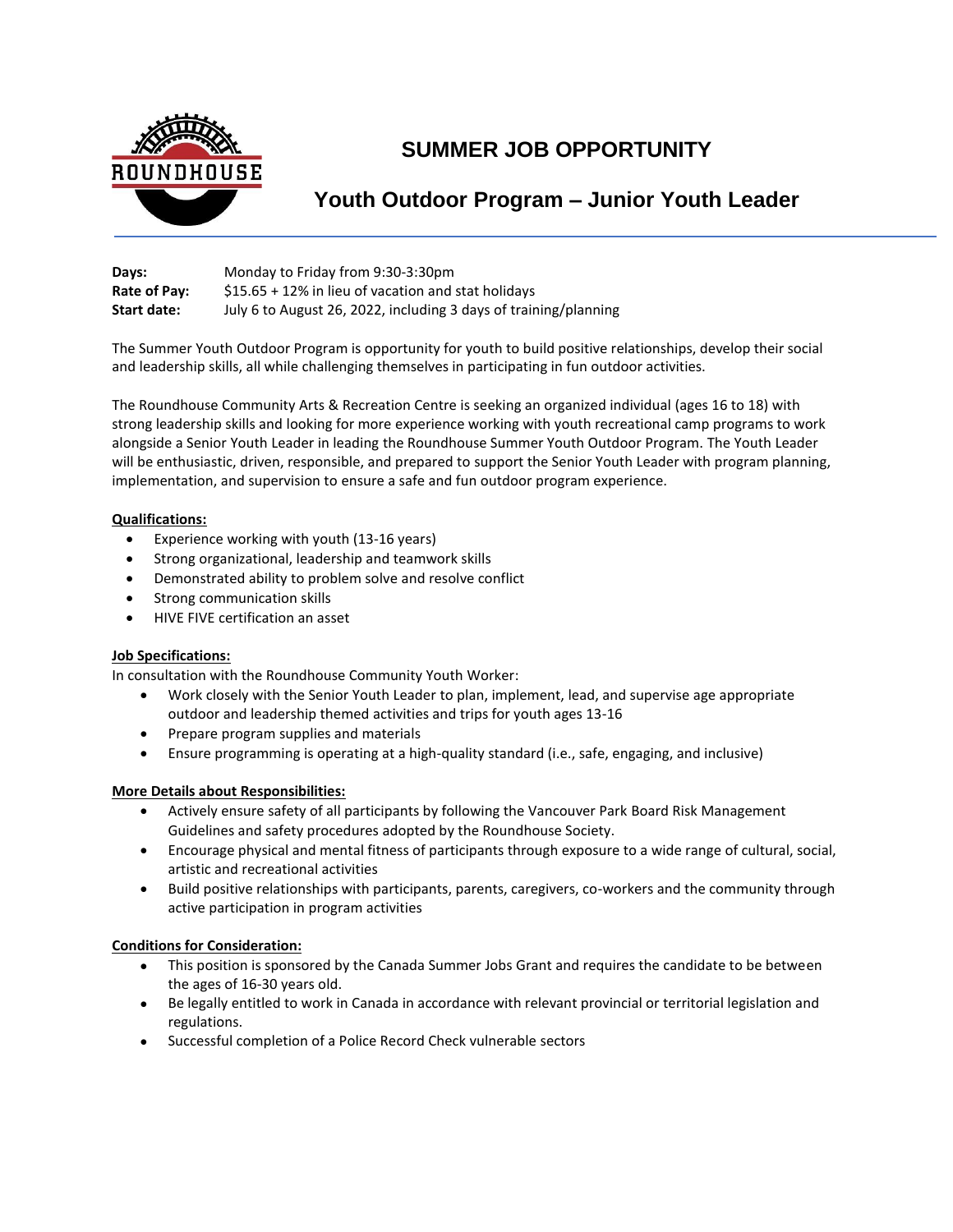# SUMMER JOB OPPORTUNITY

## Youth Outdoor Program – Junior Youth Leader

**Days:** Monday to Friday from 9:30-3:30pm
**Rate of Pay:** $15.65 + 12% in lieu of vacation and stat holidays
**Start date:** July 6 to August 26, 2022, including 3 days of training/planning

The Summer Youth Outdoor Program is opportunity for youth to build positive relationships, develop their social and leadership skills, all while challenging themselves in participating in fun outdoor activities.

The Roundhouse Community Arts & Recreation Centre is seeking an organized individual (ages 16 to 18) with strong leadership skills and looking for more experience working with youth recreational camp programs to work alongside a Senior Youth Leader in leading the Roundhouse Summer Youth Outdoor Program. The Youth Leader will be enthusiastic, driven, responsible, and prepared to support the Senior Youth Leader with program planning, implementation, and supervision to ensure a safe and fun outdoor program experience.

**Qualifications:**

- Experience working with youth (13-16 years)
- Strong organizational, leadership and teamwork skills
- Demonstrated ability to problem solve and resolve conflict
- Strong communication skills
- HIVE FIVE certification an asset

**Job Specifications:**

In consultation with the Roundhouse Community Youth Worker:

- Work closely with the Senior Youth Leader to plan, implement, lead, and supervise age appropriate outdoor and leadership themed activities and trips for youth ages 13-16
- Prepare program supplies and materials
- Ensure programming is operating at a high-quality standard (i.e., safe, engaging, and inclusive)

**More Details about Responsibilities:**

- Actively ensure safety of all participants by following the Vancouver Park Board Risk Management Guidelines and safety procedures adopted by the Roundhouse Society.
- Encourage physical and mental fitness of participants through exposure to a wide range of cultural, social, artistic and recreational activities
- Build positive relationships with participants, parents, caregivers, co-workers and the community through active participation in program activities

**Conditions for Consideration:**

- This position is sponsored by the Canada Summer Jobs Grant and requires the candidate to be between the ages of 16-30 years old.
- Be legally entitled to work in Canada in accordance with relevant provincial or territorial legislation and regulations.
- Successful completion of a Police Record Check vulnerable sectors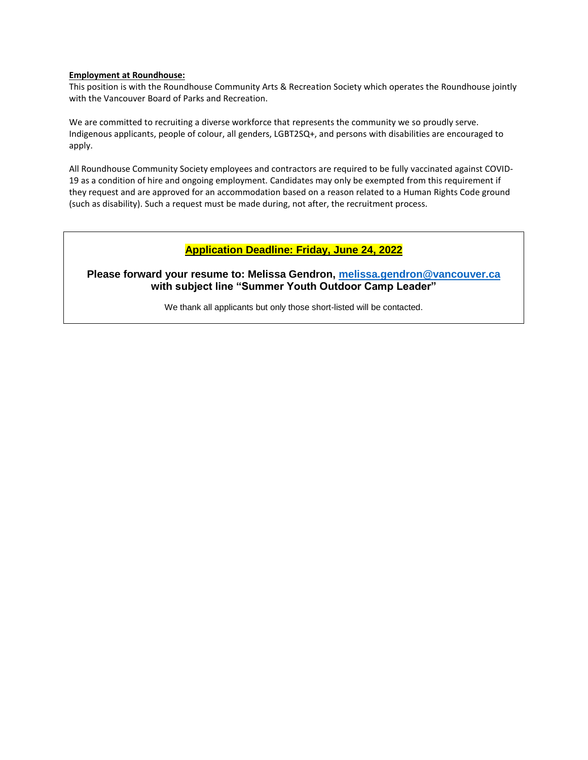**Employment at Roundhouse:**

This position is with the Roundhouse Community Arts & Recreation Society which operates the Roundhouse jointly with the Vancouver Board of Parks and Recreation.

We are committed to recruiting a diverse workforce that represents the community we so proudly serve. Indigenous applicants, people of colour, all genders, LGBT2SQ+, and persons with disabilities are encouraged to apply.

All Roundhouse Community Society employees and contractors are required to be fully vaccinated against COVID-19 as a condition of hire and ongoing employment. Candidates may only be exempted from this requirement if they request and are approved for an accommodation based on a reason related to a Human Rights Code ground (such as disability). Such a request must be made during, not after, the recruitment process.

**Application Deadline: Friday, June 24, 2022**

**Please forward your resume to: Melissa Gendron, melissa.gendron@vancouver.ca with subject line "Summer Youth Outdoor Camp Leader"**

We thank all applicants but only those short-listed will be contacted.